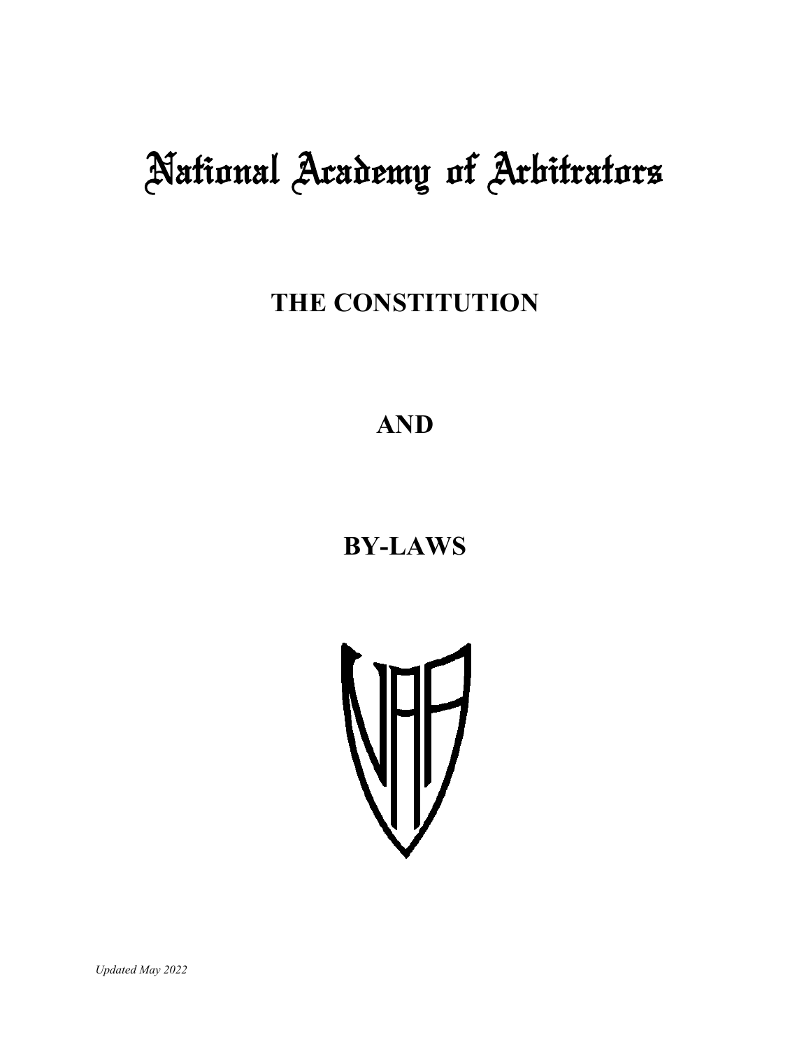# National Academy of Arbitrators

## THE CONSTITUTION

## AND

## BY-LAWS

*Updated May 2022*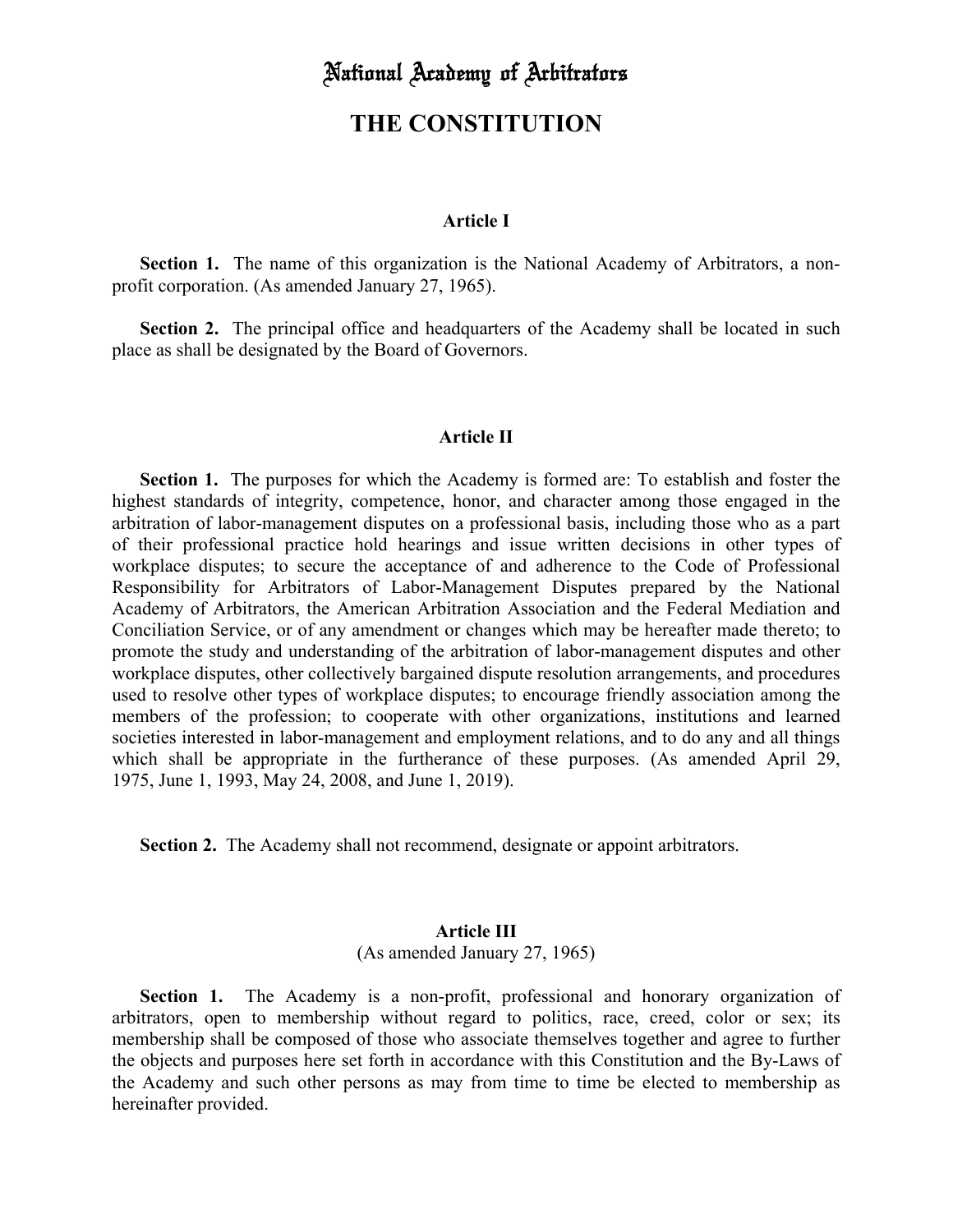# National Academy of Arbitrators

# THE CONSTITUTION

### Article I

**Section 1.** The name of this organization is the National Academy of Arbitrators, a non-profit corporation. (As amended January 27, 1965).

**Section 2.** The principal office and headquarters of the Academy shall be located in such place as shall be designated by the Board of Governors.

### Article II

**Section 1.** The purposes for which the Academy is formed are: To establish and foster the highest standards of integrity, competence, honor, and character among those engaged in the arbitration of labor-management disputes on a professional basis, including those who as a part of their professional practice hold hearings and issue written decisions in other types of workplace disputes; to secure the acceptance of and adherence to the Code of Professional Responsibility for Arbitrators of Labor-Management Disputes prepared by the National Academy of Arbitrators, the American Arbitration Association and the Federal Mediation and Conciliation Service, or of any amendment or changes which may be hereafter made thereto; to promote the study and understanding of the arbitration of labor-management disputes and other workplace disputes, other collectively bargained dispute resolution arrangements, and procedures used to resolve other types of workplace disputes; to encourage friendly association among the members of the profession; to cooperate with other organizations, institutions and learned societies interested in labor-management and employment relations, and to do any and all things which shall be appropriate in the furtherance of these purposes. (As amended April 29, 1975, June 1, 1993, May 24, 2008, and June 1, 2019).

**Section 2.** The Academy shall not recommend, designate or appoint arbitrators.

### Article III

(As amended January 27, 1965)

**Section 1.** The Academy is a non-profit, professional and honorary organization of arbitrators, open to membership without regard to politics, race, creed, color or sex; its membership shall be composed of those who associate themselves together and agree to further the objects and purposes here set forth in accordance with this Constitution and the By-Laws of the Academy and such other persons as may from time to time be elected to membership as hereinafter provided.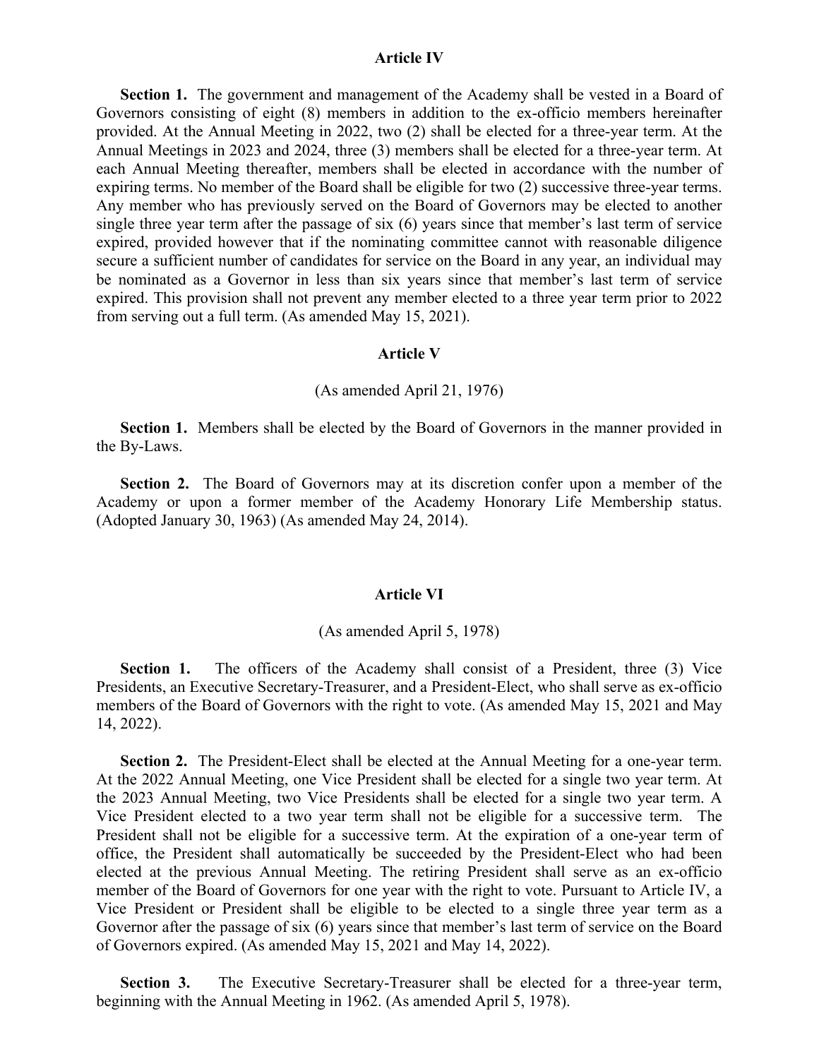## Article IV

**Section 1.** The government and management of the Academy shall be vested in a Board of Governors consisting of eight (8) members in addition to the ex-officio members hereinafter provided. At the Annual Meeting in 2022, two (2) shall be elected for a three-year term. At the Annual Meetings in 2023 and 2024, three (3) members shall be elected for a three-year term. At each Annual Meeting thereafter, members shall be elected in accordance with the number of expiring terms. No member of the Board shall be eligible for two (2) successive three-year terms. Any member who has previously served on the Board of Governors may be elected to another single three year term after the passage of six (6) years since that member's last term of service expired, provided however that if the nominating committee cannot with reasonable diligence secure a sufficient number of candidates for service on the Board in any year, an individual may be nominated as a Governor in less than six years since that member's last term of service expired. This provision shall not prevent any member elected to a three year term prior to 2022 from serving out a full term. (As amended May 15, 2021).

## Article V

(As amended April 21, 1976)

**Section 1.** Members shall be elected by the Board of Governors in the manner provided in the By-Laws.

**Section 2.** The Board of Governors may at its discretion confer upon a member of the Academy or upon a former member of the Academy Honorary Life Membership status. (Adopted January 30, 1963) (As amended May 24, 2014).

## Article VI

(As amended April 5, 1978)

**Section 1.** The officers of the Academy shall consist of a President, three (3) Vice Presidents, an Executive Secretary-Treasurer, and a President-Elect, who shall serve as ex-officio members of the Board of Governors with the right to vote. (As amended May 15, 2021 and May 14, 2022).

**Section 2.** The President-Elect shall be elected at the Annual Meeting for a one-year term. At the 2022 Annual Meeting, one Vice President shall be elected for a single two year term. At the 2023 Annual Meeting, two Vice Presidents shall be elected for a single two year term. A Vice President elected to a two year term shall not be eligible for a successive term. The President shall not be eligible for a successive term. At the expiration of a one-year term of office, the President shall automatically be succeeded by the President-Elect who had been elected at the previous Annual Meeting. The retiring President shall serve as an ex-officio member of the Board of Governors for one year with the right to vote. Pursuant to Article IV, a Vice President or President shall be eligible to be elected to a single three year term as a Governor after the passage of six (6) years since that member's last term of service on the Board of Governors expired. (As amended May 15, 2021 and May 14, 2022).

**Section 3.** The Executive Secretary-Treasurer shall be elected for a three-year term, beginning with the Annual Meeting in 1962. (As amended April 5, 1978).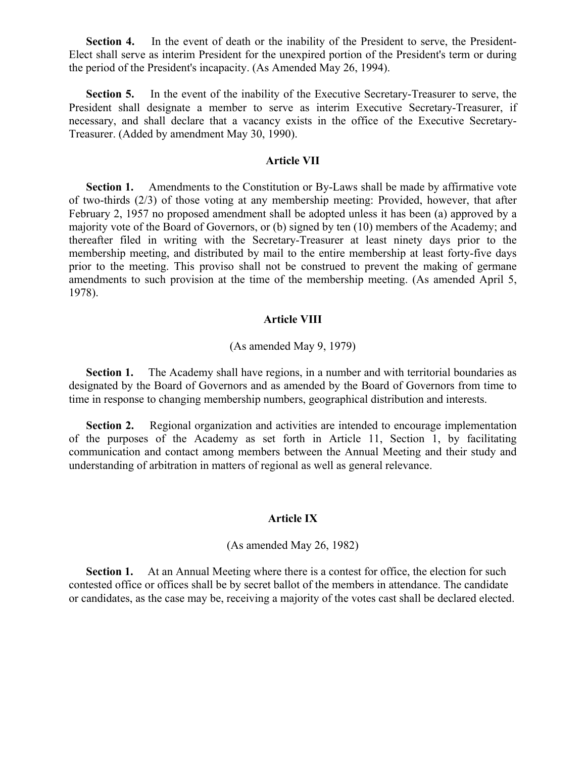**Section 4.** In the event of death or the inability of the President to serve, the President-Elect shall serve as interim President for the unexpired portion of the President's term or during the period of the President's incapacity. (As Amended May 26, 1994).

**Section 5.** In the event of the inability of the Executive Secretary-Treasurer to serve, the President shall designate a member to serve as interim Executive Secretary-Treasurer, if necessary, and shall declare that a vacancy exists in the office of the Executive Secretary-Treasurer. (Added by amendment May 30, 1990).

## Article VII

**Section 1.** Amendments to the Constitution or By-Laws shall be made by affirmative vote of two-thirds (2/3) of those voting at any membership meeting: Provided, however, that after February 2, 1957 no proposed amendment shall be adopted unless it has been (a) approved by a majority vote of the Board of Governors, or (b) signed by ten (10) members of the Academy; and thereafter filed in writing with the Secretary-Treasurer at least ninety days prior to the membership meeting, and distributed by mail to the entire membership at least forty-five days prior to the meeting. This proviso shall not be construed to prevent the making of germane amendments to such provision at the time of the membership meeting. (As amended April 5, 1978).

## Article VIII

(As amended May 9, 1979)

**Section 1.** The Academy shall have regions, in a number and with territorial boundaries as designated by the Board of Governors and as amended by the Board of Governors from time to time in response to changing membership numbers, geographical distribution and interests.

**Section 2.** Regional organization and activities are intended to encourage implementation of the purposes of the Academy as set forth in Article 11, Section 1, by facilitating communication and contact among members between the Annual Meeting and their study and understanding of arbitration in matters of regional as well as general relevance.

## Article IX

(As amended May 26, 1982)

**Section 1.** At an Annual Meeting where there is a contest for office, the election for such contested office or offices shall be by secret ballot of the members in attendance. The candidate or candidates, as the case may be, receiving a majority of the votes cast shall be declared elected.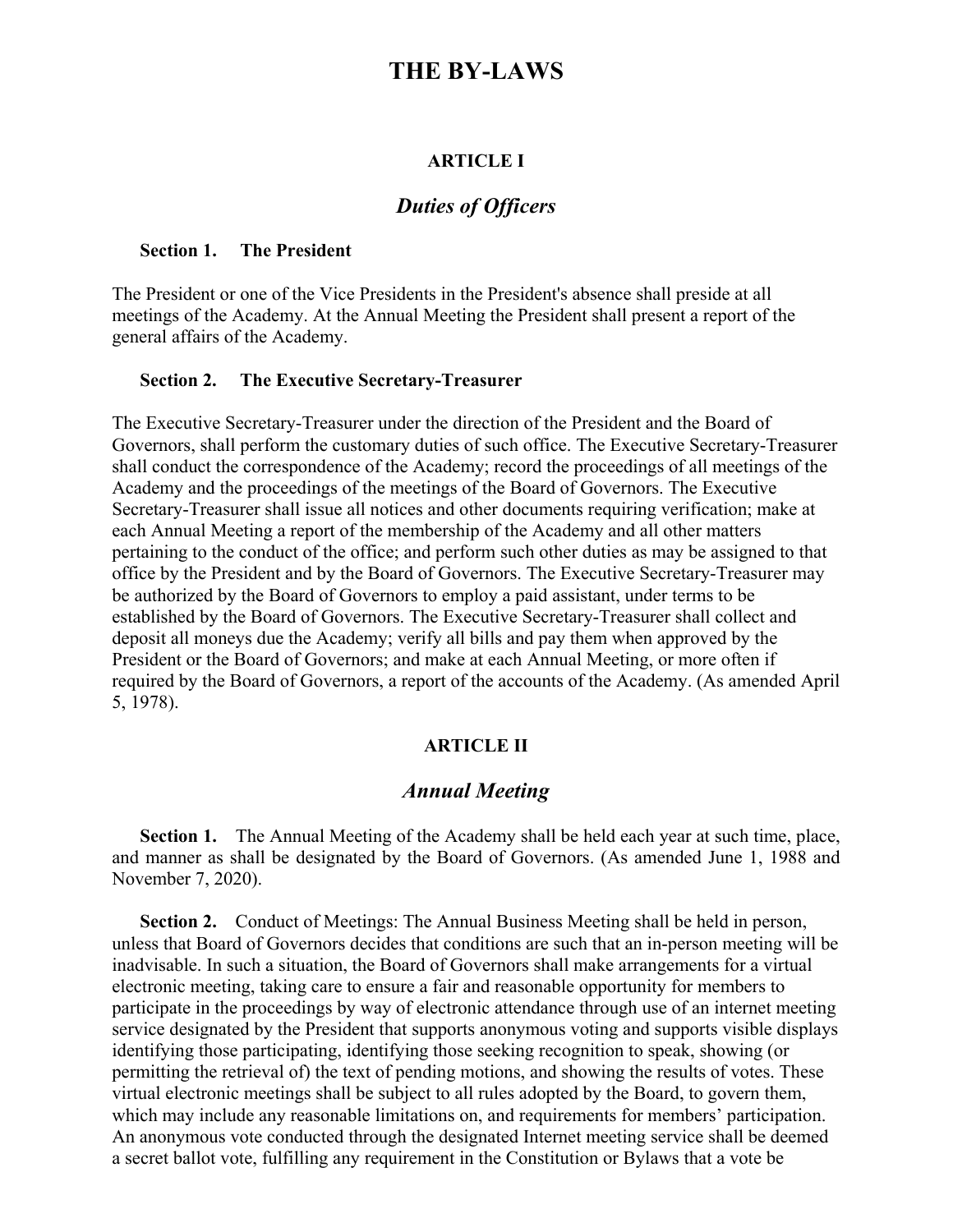# THE BY-LAWS

## ARTICLE I

## *Duties of Officers*

**Section 1. The President**

The President or one of the Vice Presidents in the President's absence shall preside at all meetings of the Academy. At the Annual Meeting the President shall present a report of the general affairs of the Academy.

**Section 2. The Executive Secretary-Treasurer**

The Executive Secretary-Treasurer under the direction of the President and the Board of Governors, shall perform the customary duties of such office. The Executive Secretary-Treasurer shall conduct the correspondence of the Academy; record the proceedings of all meetings of the Academy and the proceedings of the meetings of the Board of Governors. The Executive Secretary-Treasurer shall issue all notices and other documents requiring verification; make at each Annual Meeting a report of the membership of the Academy and all other matters pertaining to the conduct of the office; and perform such other duties as may be assigned to that office by the President and by the Board of Governors. The Executive Secretary-Treasurer may be authorized by the Board of Governors to employ a paid assistant, under terms to be established by the Board of Governors. The Executive Secretary-Treasurer shall collect and deposit all moneys due the Academy; verify all bills and pay them when approved by the President or the Board of Governors; and make at each Annual Meeting, or more often if required by the Board of Governors, a report of the accounts of the Academy. (As amended April 5, 1978).

## ARTICLE II

## *Annual Meeting*

**Section 1.** The Annual Meeting of the Academy shall be held each year at such time, place, and manner as shall be designated by the Board of Governors. (As amended June 1, 1988 and November 7, 2020).

**Section 2.** Conduct of Meetings: The Annual Business Meeting shall be held in person, unless that Board of Governors decides that conditions are such that an in-person meeting will be inadvisable. In such a situation, the Board of Governors shall make arrangements for a virtual electronic meeting, taking care to ensure a fair and reasonable opportunity for members to participate in the proceedings by way of electronic attendance through use of an internet meeting service designated by the President that supports anonymous voting and supports visible displays identifying those participating, identifying those seeking recognition to speak, showing (or permitting the retrieval of) the text of pending motions, and showing the results of votes. These virtual electronic meetings shall be subject to all rules adopted by the Board, to govern them, which may include any reasonable limitations on, and requirements for members' participation. An anonymous vote conducted through the designated Internet meeting service shall be deemed a secret ballot vote, fulfilling any requirement in the Constitution or Bylaws that a vote be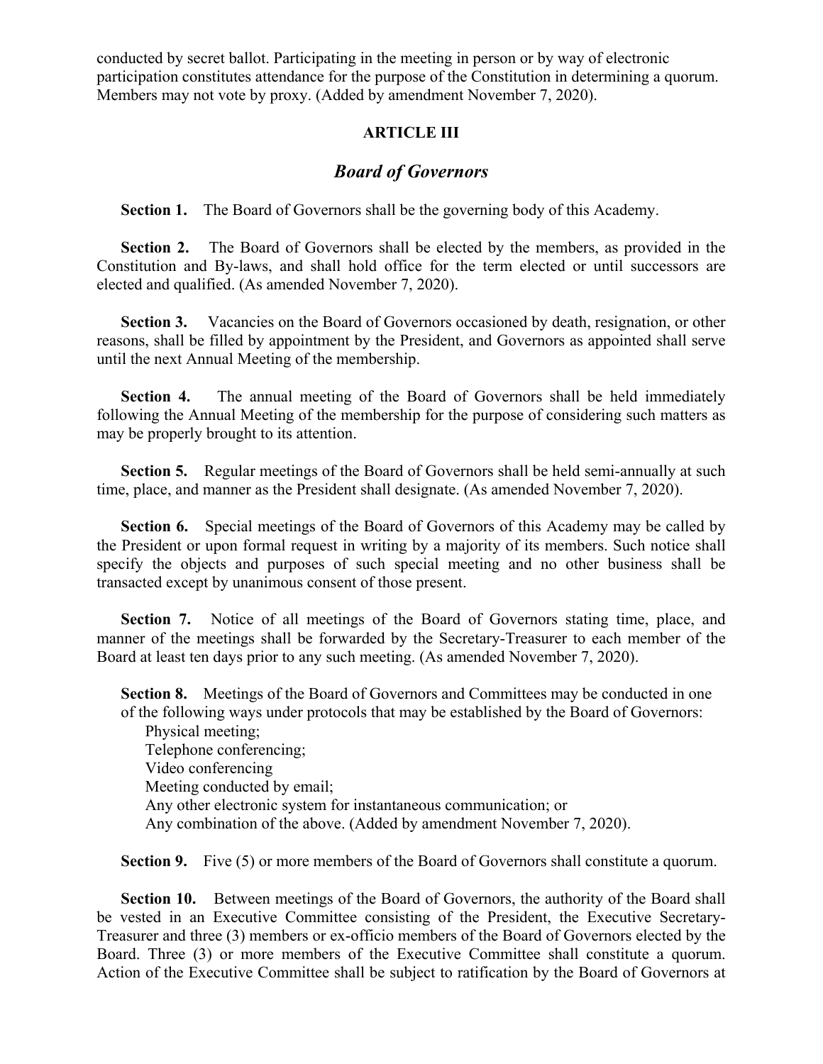conducted by secret ballot. Participating in the meeting in person or by way of electronic participation constitutes attendance for the purpose of the Constitution in determining a quorum. Members may not vote by proxy. (Added by amendment November 7, 2020).

## ARTICLE III

### *Board of Governors*

**Section 1.** The Board of Governors shall be the governing body of this Academy.

**Section 2.** The Board of Governors shall be elected by the members, as provided in the Constitution and By-laws, and shall hold office for the term elected or until successors are elected and qualified. (As amended November 7, 2020).

**Section 3.** Vacancies on the Board of Governors occasioned by death, resignation, or other reasons, shall be filled by appointment by the President, and Governors as appointed shall serve until the next Annual Meeting of the membership.

**Section 4.** The annual meeting of the Board of Governors shall be held immediately following the Annual Meeting of the membership for the purpose of considering such matters as may be properly brought to its attention.

**Section 5.** Regular meetings of the Board of Governors shall be held semi-annually at such time, place, and manner as the President shall designate. (As amended November 7, 2020).

**Section 6.** Special meetings of the Board of Governors of this Academy may be called by the President or upon formal request in writing by a majority of its members. Such notice shall specify the objects and purposes of such special meeting and no other business shall be transacted except by unanimous consent of those present.

**Section 7.** Notice of all meetings of the Board of Governors stating time, place, and manner of the meetings shall be forwarded by the Secretary-Treasurer to each member of the Board at least ten days prior to any such meeting. (As amended November 7, 2020).

**Section 8.** Meetings of the Board of Governors and Committees may be conducted in one of the following ways under protocols that may be established by the Board of Governors:

Physical meeting;  
Telephone conferencing;  
Video conferencing  
Meeting conducted by email;  
Any other electronic system for instantaneous communication; or  
Any combination of the above. (Added by amendment November 7, 2020).

**Section 9.** Five (5) or more members of the Board of Governors shall constitute a quorum.

**Section 10.** Between meetings of the Board of Governors, the authority of the Board shall be vested in an Executive Committee consisting of the President, the Executive Secretary-Treasurer and three (3) members or ex-officio members of the Board of Governors elected by the Board. Three (3) or more members of the Executive Committee shall constitute a quorum. Action of the Executive Committee shall be subject to ratification by the Board of Governors at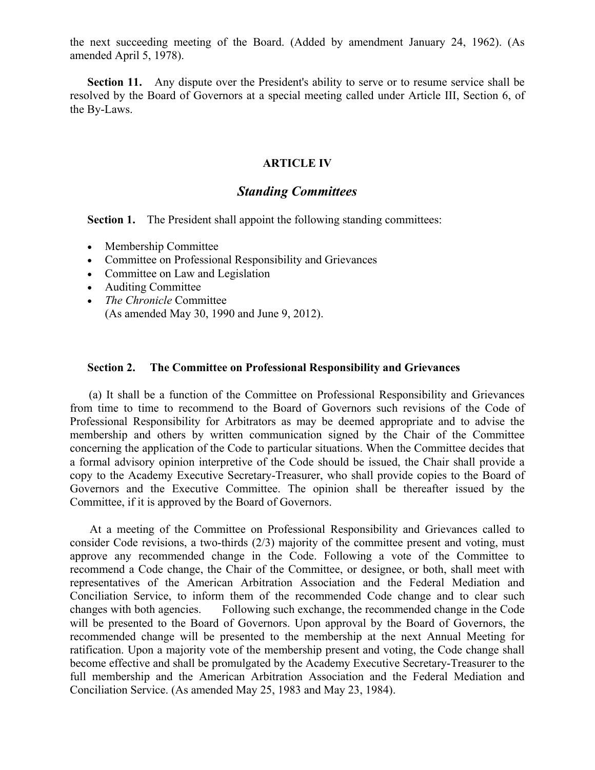the next succeeding meeting of the Board. (Added by amendment January 24, 1962). (As amended April 5, 1978).

**Section 11.** Any dispute over the President's ability to serve or to resume service shall be resolved by the Board of Governors at a special meeting called under Article III, Section 6, of the By-Laws.

## ARTICLE IV

## *Standing Committees*

**Section 1.** The President shall appoint the following standing committees:

- Membership Committee
- Committee on Professional Responsibility and Grievances
- Committee on Law and Legislation
- Auditing Committee
- *The Chronicle* Committee
  (As amended May 30, 1990 and June 9, 2012).

### Section 2. The Committee on Professional Responsibility and Grievances

(a) It shall be a function of the Committee on Professional Responsibility and Grievances from time to time to recommend to the Board of Governors such revisions of the Code of Professional Responsibility for Arbitrators as may be deemed appropriate and to advise the membership and others by written communication signed by the Chair of the Committee concerning the application of the Code to particular situations. When the Committee decides that a formal advisory opinion interpretive of the Code should be issued, the Chair shall provide a copy to the Academy Executive Secretary-Treasurer, who shall provide copies to the Board of Governors and the Executive Committee. The opinion shall be thereafter issued by the Committee, if it is approved by the Board of Governors.

At a meeting of the Committee on Professional Responsibility and Grievances called to consider Code revisions, a two-thirds (2/3) majority of the committee present and voting, must approve any recommended change in the Code. Following a vote of the Committee to recommend a Code change, the Chair of the Committee, or designee, or both, shall meet with representatives of the American Arbitration Association and the Federal Mediation and Conciliation Service, to inform them of the recommended Code change and to clear such changes with both agencies. Following such exchange, the recommended change in the Code will be presented to the Board of Governors. Upon approval by the Board of Governors, the recommended change will be presented to the membership at the next Annual Meeting for ratification. Upon a majority vote of the membership present and voting, the Code change shall become effective and shall be promulgated by the Academy Executive Secretary-Treasurer to the full membership and the American Arbitration Association and the Federal Mediation and Conciliation Service. (As amended May 25, 1983 and May 23, 1984).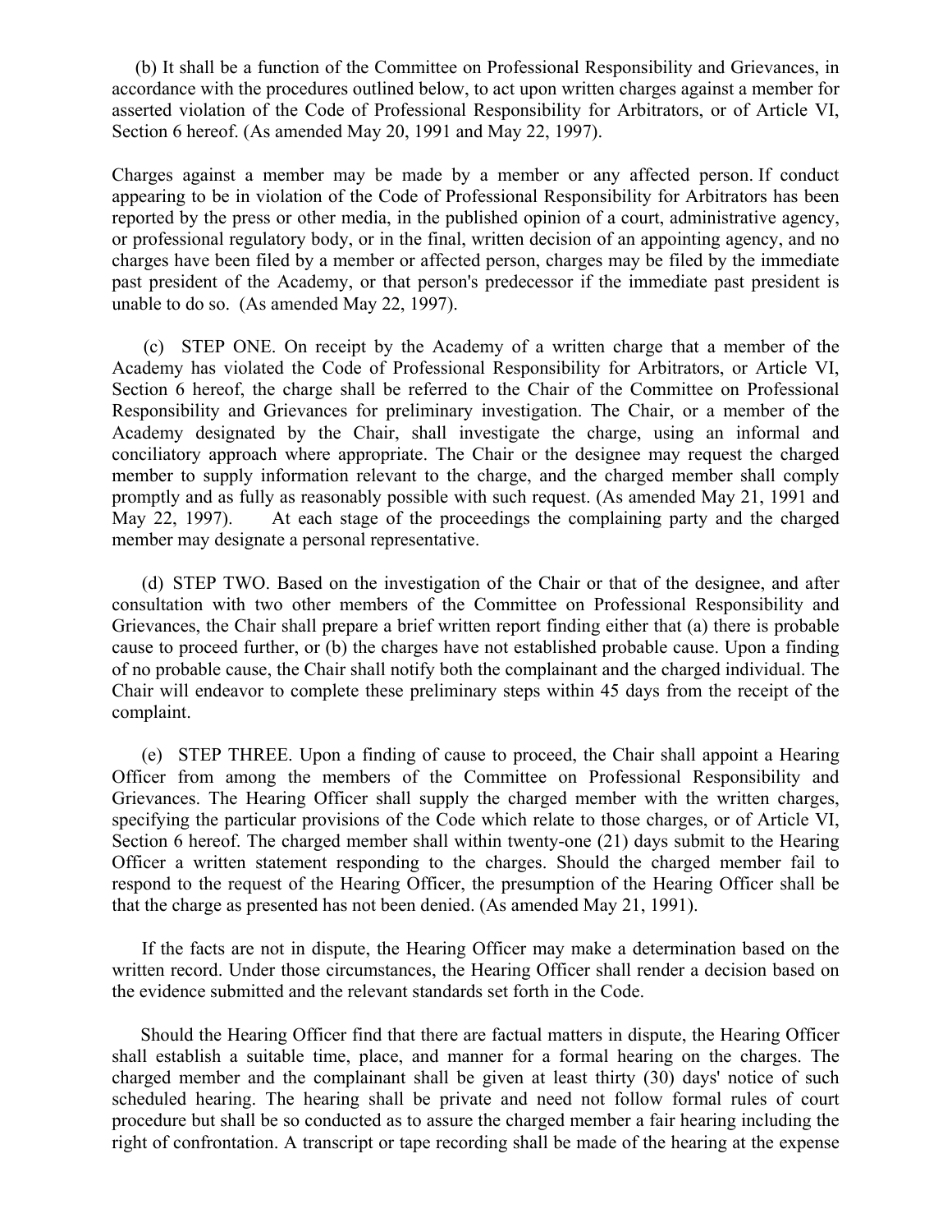(b) It shall be a function of the Committee on Professional Responsibility and Grievances, in accordance with the procedures outlined below, to act upon written charges against a member for asserted violation of the Code of Professional Responsibility for Arbitrators, or of Article VI, Section 6 hereof. (As amended May 20, 1991 and May 22, 1997).

Charges against a member may be made by a member or any affected person. If conduct appearing to be in violation of the Code of Professional Responsibility for Arbitrators has been reported by the press or other media, in the published opinion of a court, administrative agency, or professional regulatory body, or in the final, written decision of an appointing agency, and no charges have been filed by a member or affected person, charges may be filed by the immediate past president of the Academy, or that person's predecessor if the immediate past president is unable to do so. (As amended May 22, 1997).

(c) STEP ONE. On receipt by the Academy of a written charge that a member of the Academy has violated the Code of Professional Responsibility for Arbitrators, or Article VI, Section 6 hereof, the charge shall be referred to the Chair of the Committee on Professional Responsibility and Grievances for preliminary investigation. The Chair, or a member of the Academy designated by the Chair, shall investigate the charge, using an informal and conciliatory approach where appropriate. The Chair or the designee may request the charged member to supply information relevant to the charge, and the charged member shall comply promptly and as fully as reasonably possible with such request. (As amended May 21, 1991 and May 22, 1997). At each stage of the proceedings the complaining party and the charged member may designate a personal representative.

(d) STEP TWO. Based on the investigation of the Chair or that of the designee, and after consultation with two other members of the Committee on Professional Responsibility and Grievances, the Chair shall prepare a brief written report finding either that (a) there is probable cause to proceed further, or (b) the charges have not established probable cause. Upon a finding of no probable cause, the Chair shall notify both the complainant and the charged individual. The Chair will endeavor to complete these preliminary steps within 45 days from the receipt of the complaint.

(e) STEP THREE. Upon a finding of cause to proceed, the Chair shall appoint a Hearing Officer from among the members of the Committee on Professional Responsibility and Grievances. The Hearing Officer shall supply the charged member with the written charges, specifying the particular provisions of the Code which relate to those charges, or of Article VI, Section 6 hereof. The charged member shall within twenty-one (21) days submit to the Hearing Officer a written statement responding to the charges. Should the charged member fail to respond to the request of the Hearing Officer, the presumption of the Hearing Officer shall be that the charge as presented has not been denied. (As amended May 21, 1991).

If the facts are not in dispute, the Hearing Officer may make a determination based on the written record. Under those circumstances, the Hearing Officer shall render a decision based on the evidence submitted and the relevant standards set forth in the Code.

Should the Hearing Officer find that there are factual matters in dispute, the Hearing Officer shall establish a suitable time, place, and manner for a formal hearing on the charges. The charged member and the complainant shall be given at least thirty (30) days' notice of such scheduled hearing. The hearing shall be private and need not follow formal rules of court procedure but shall be so conducted as to assure the charged member a fair hearing including the right of confrontation. A transcript or tape recording shall be made of the hearing at the expense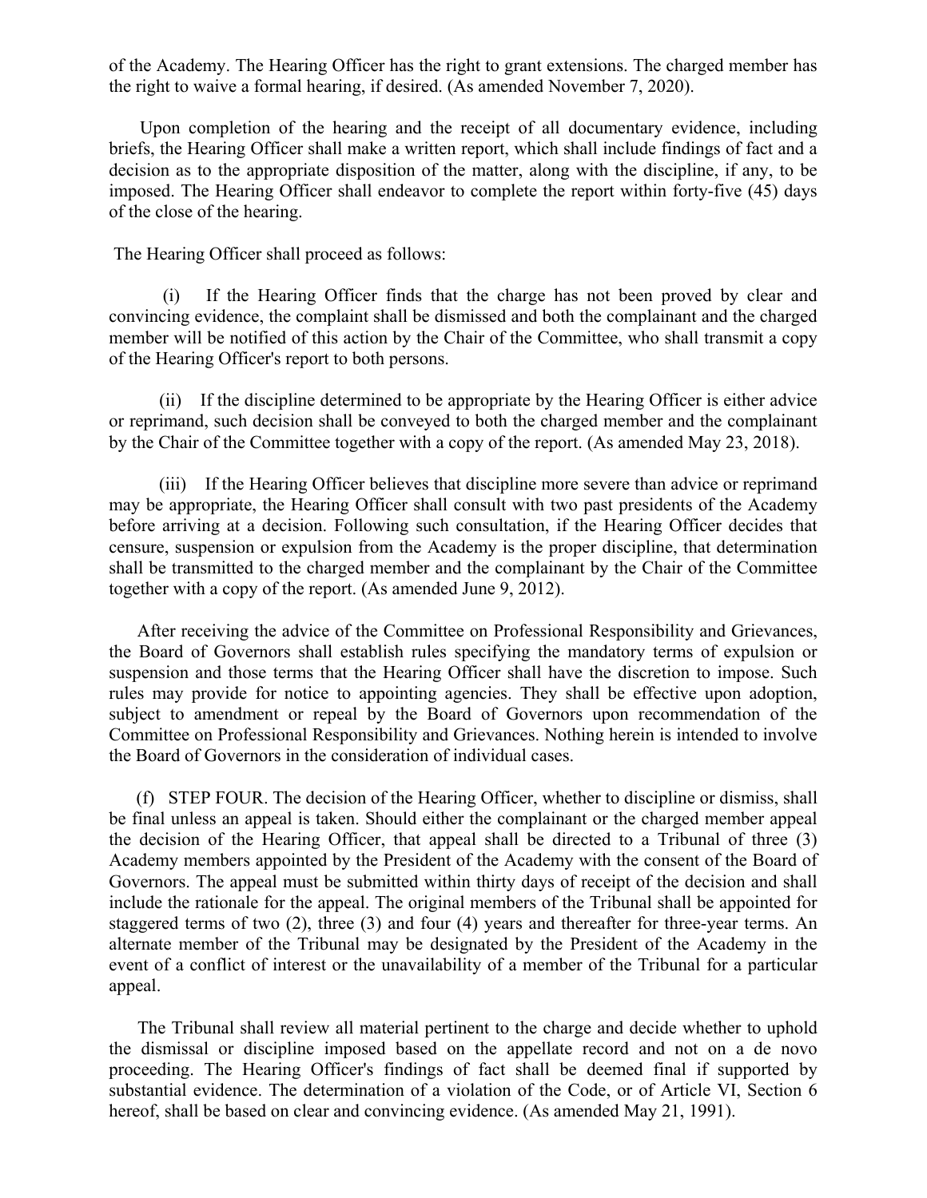of the Academy. The Hearing Officer has the right to grant extensions. The charged member has the right to waive a formal hearing, if desired. (As amended November 7, 2020).

Upon completion of the hearing and the receipt of all documentary evidence, including briefs, the Hearing Officer shall make a written report, which shall include findings of fact and a decision as to the appropriate disposition of the matter, along with the discipline, if any, to be imposed. The Hearing Officer shall endeavor to complete the report within forty-five (45) days of the close of the hearing.

The Hearing Officer shall proceed as follows:

(i) If the Hearing Officer finds that the charge has not been proved by clear and convincing evidence, the complaint shall be dismissed and both the complainant and the charged member will be notified of this action by the Chair of the Committee, who shall transmit a copy of the Hearing Officer's report to both persons.

(ii) If the discipline determined to be appropriate by the Hearing Officer is either advice or reprimand, such decision shall be conveyed to both the charged member and the complainant by the Chair of the Committee together with a copy of the report. (As amended May 23, 2018).

(iii) If the Hearing Officer believes that discipline more severe than advice or reprimand may be appropriate, the Hearing Officer shall consult with two past presidents of the Academy before arriving at a decision. Following such consultation, if the Hearing Officer decides that censure, suspension or expulsion from the Academy is the proper discipline, that determination shall be transmitted to the charged member and the complainant by the Chair of the Committee together with a copy of the report. (As amended June 9, 2012).

After receiving the advice of the Committee on Professional Responsibility and Grievances, the Board of Governors shall establish rules specifying the mandatory terms of expulsion or suspension and those terms that the Hearing Officer shall have the discretion to impose. Such rules may provide for notice to appointing agencies. They shall be effective upon adoption, subject to amendment or repeal by the Board of Governors upon recommendation of the Committee on Professional Responsibility and Grievances. Nothing herein is intended to involve the Board of Governors in the consideration of individual cases.

(f) STEP FOUR. The decision of the Hearing Officer, whether to discipline or dismiss, shall be final unless an appeal is taken. Should either the complainant or the charged member appeal the decision of the Hearing Officer, that appeal shall be directed to a Tribunal of three (3) Academy members appointed by the President of the Academy with the consent of the Board of Governors. The appeal must be submitted within thirty days of receipt of the decision and shall include the rationale for the appeal. The original members of the Tribunal shall be appointed for staggered terms of two (2), three (3) and four (4) years and thereafter for three-year terms. An alternate member of the Tribunal may be designated by the President of the Academy in the event of a conflict of interest or the unavailability of a member of the Tribunal for a particular appeal.

The Tribunal shall review all material pertinent to the charge and decide whether to uphold the dismissal or discipline imposed based on the appellate record and not on a de novo proceeding. The Hearing Officer's findings of fact shall be deemed final if supported by substantial evidence. The determination of a violation of the Code, or of Article VI, Section 6 hereof, shall be based on clear and convincing evidence. (As amended May 21, 1991).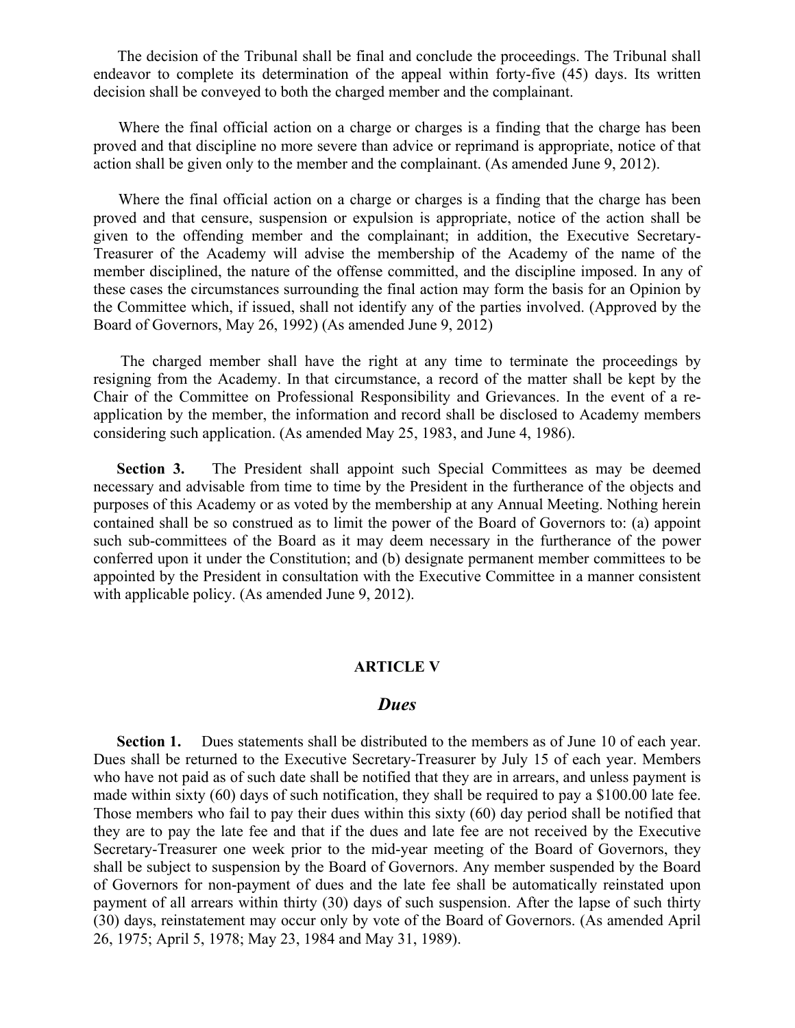The decision of the Tribunal shall be final and conclude the proceedings. The Tribunal shall endeavor to complete its determination of the appeal within forty-five (45) days. Its written decision shall be conveyed to both the charged member and the complainant.

Where the final official action on a charge or charges is a finding that the charge has been proved and that discipline no more severe than advice or reprimand is appropriate, notice of that action shall be given only to the member and the complainant. (As amended June 9, 2012).

Where the final official action on a charge or charges is a finding that the charge has been proved and that censure, suspension or expulsion is appropriate, notice of the action shall be given to the offending member and the complainant; in addition, the Executive Secretary-Treasurer of the Academy will advise the membership of the Academy of the name of the member disciplined, the nature of the offense committed, and the discipline imposed. In any of these cases the circumstances surrounding the final action may form the basis for an Opinion by the Committee which, if issued, shall not identify any of the parties involved. (Approved by the Board of Governors, May 26, 1992) (As amended June 9, 2012)

The charged member shall have the right at any time to terminate the proceedings by resigning from the Academy. In that circumstance, a record of the matter shall be kept by the Chair of the Committee on Professional Responsibility and Grievances. In the event of a re-application by the member, the information and record shall be disclosed to Academy members considering such application. (As amended May 25, 1983, and June 4, 1986).

**Section 3.** The President shall appoint such Special Committees as may be deemed necessary and advisable from time to time by the President in the furtherance of the objects and purposes of this Academy or as voted by the membership at any Annual Meeting. Nothing herein contained shall be so construed as to limit the power of the Board of Governors to: (a) appoint such sub-committees of the Board as it may deem necessary in the furtherance of the power conferred upon it under the Constitution; and (b) designate permanent member committees to be appointed by the President in consultation with the Executive Committee in a manner consistent with applicable policy. (As amended June 9, 2012).

## ARTICLE V

## *Dues*

**Section 1.** Dues statements shall be distributed to the members as of June 10 of each year. Dues shall be returned to the Executive Secretary-Treasurer by July 15 of each year. Members who have not paid as of such date shall be notified that they are in arrears, and unless payment is made within sixty (60) days of such notification, they shall be required to pay a $100.00 late fee. Those members who fail to pay their dues within this sixty (60) day period shall be notified that they are to pay the late fee and that if the dues and late fee are not received by the Executive Secretary-Treasurer one week prior to the mid-year meeting of the Board of Governors, they shall be subject to suspension by the Board of Governors. Any member suspended by the Board of Governors for non-payment of dues and the late fee shall be automatically reinstated upon payment of all arrears within thirty (30) days of such suspension. After the lapse of such thirty (30) days, reinstatement may occur only by vote of the Board of Governors. (As amended April 26, 1975; April 5, 1978; May 23, 1984 and May 31, 1989).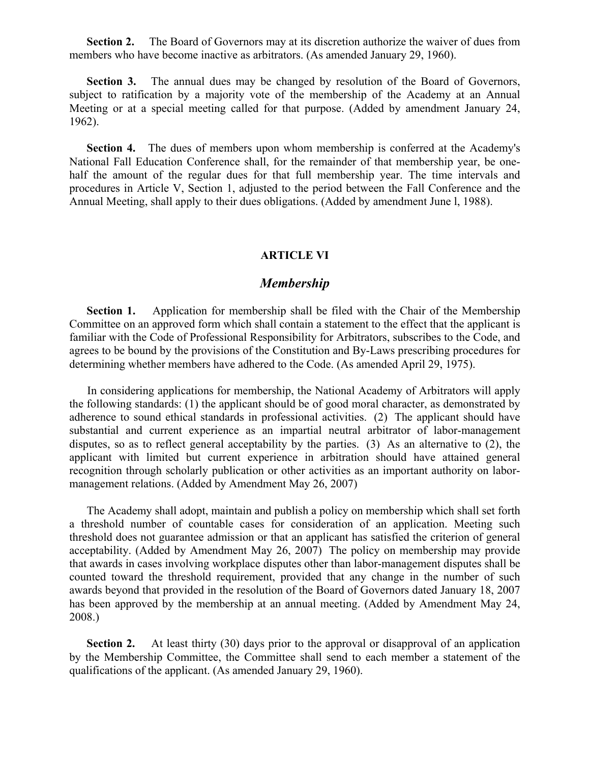**Section 2.** The Board of Governors may at its discretion authorize the waiver of dues from members who have become inactive as arbitrators. (As amended January 29, 1960).

**Section 3.** The annual dues may be changed by resolution of the Board of Governors, subject to ratification by a majority vote of the membership of the Academy at an Annual Meeting or at a special meeting called for that purpose. (Added by amendment January 24, 1962).

**Section 4.** The dues of members upon whom membership is conferred at the Academy's National Fall Education Conference shall, for the remainder of that membership year, be one-half the amount of the regular dues for that full membership year. The time intervals and procedures in Article V, Section 1, adjusted to the period between the Fall Conference and the Annual Meeting, shall apply to their dues obligations. (Added by amendment June l, 1988).

## ARTICLE VI

### *Membership*

**Section 1.** Application for membership shall be filed with the Chair of the Membership Committee on an approved form which shall contain a statement to the effect that the applicant is familiar with the Code of Professional Responsibility for Arbitrators, subscribes to the Code, and agrees to be bound by the provisions of the Constitution and By-Laws prescribing procedures for determining whether members have adhered to the Code. (As amended April 29, 1975).

In considering applications for membership, the National Academy of Arbitrators will apply the following standards: (1) the applicant should be of good moral character, as demonstrated by adherence to sound ethical standards in professional activities. (2) The applicant should have substantial and current experience as an impartial neutral arbitrator of labor-management disputes, so as to reflect general acceptability by the parties. (3) As an alternative to (2), the applicant with limited but current experience in arbitration should have attained general recognition through scholarly publication or other activities as an important authority on labor-management relations. (Added by Amendment May 26, 2007)

The Academy shall adopt, maintain and publish a policy on membership which shall set forth a threshold number of countable cases for consideration of an application. Meeting such threshold does not guarantee admission or that an applicant has satisfied the criterion of general acceptability. (Added by Amendment May 26, 2007) The policy on membership may provide that awards in cases involving workplace disputes other than labor-management disputes shall be counted toward the threshold requirement, provided that any change in the number of such awards beyond that provided in the resolution of the Board of Governors dated January 18, 2007 has been approved by the membership at an annual meeting. (Added by Amendment May 24, 2008.)

**Section 2.** At least thirty (30) days prior to the approval or disapproval of an application by the Membership Committee, the Committee shall send to each member a statement of the qualifications of the applicant. (As amended January 29, 1960).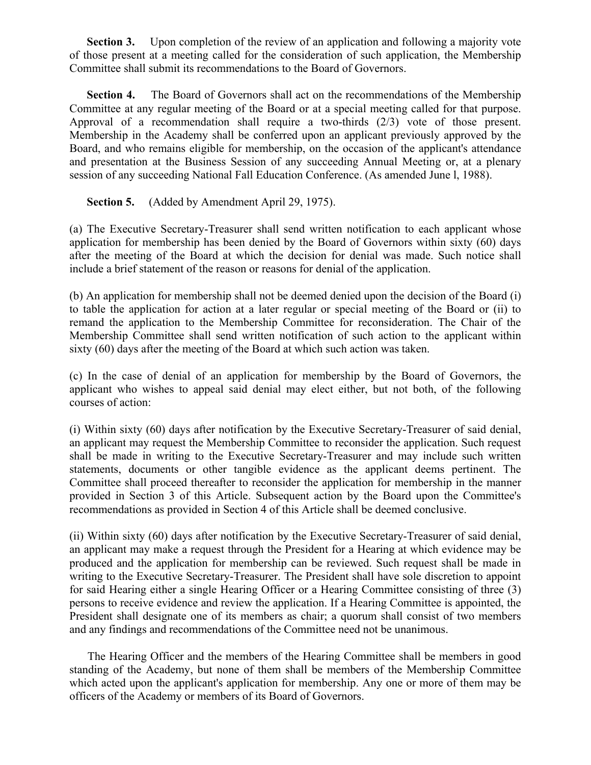**Section 3.** Upon completion of the review of an application and following a majority vote of those present at a meeting called for the consideration of such application, the Membership Committee shall submit its recommendations to the Board of Governors.

**Section 4.** The Board of Governors shall act on the recommendations of the Membership Committee at any regular meeting of the Board or at a special meeting called for that purpose. Approval of a recommendation shall require a two-thirds (2/3) vote of those present. Membership in the Academy shall be conferred upon an applicant previously approved by the Board, and who remains eligible for membership, on the occasion of the applicant's attendance and presentation at the Business Session of any succeeding Annual Meeting or, at a plenary session of any succeeding National Fall Education Conference. (As amended June l, 1988).

**Section 5.** (Added by Amendment April 29, 1975).

(a) The Executive Secretary-Treasurer shall send written notification to each applicant whose application for membership has been denied by the Board of Governors within sixty (60) days after the meeting of the Board at which the decision for denial was made. Such notice shall include a brief statement of the reason or reasons for denial of the application.

(b) An application for membership shall not be deemed denied upon the decision of the Board (i) to table the application for action at a later regular or special meeting of the Board or (ii) to remand the application to the Membership Committee for reconsideration. The Chair of the Membership Committee shall send written notification of such action to the applicant within sixty (60) days after the meeting of the Board at which such action was taken.

(c) In the case of denial of an application for membership by the Board of Governors, the applicant who wishes to appeal said denial may elect either, but not both, of the following courses of action:

(i) Within sixty (60) days after notification by the Executive Secretary-Treasurer of said denial, an applicant may request the Membership Committee to reconsider the application. Such request shall be made in writing to the Executive Secretary-Treasurer and may include such written statements, documents or other tangible evidence as the applicant deems pertinent. The Committee shall proceed thereafter to reconsider the application for membership in the manner provided in Section 3 of this Article. Subsequent action by the Board upon the Committee's recommendations as provided in Section 4 of this Article shall be deemed conclusive.

(ii) Within sixty (60) days after notification by the Executive Secretary-Treasurer of said denial, an applicant may make a request through the President for a Hearing at which evidence may be produced and the application for membership can be reviewed. Such request shall be made in writing to the Executive Secretary-Treasurer. The President shall have sole discretion to appoint for said Hearing either a single Hearing Officer or a Hearing Committee consisting of three (3) persons to receive evidence and review the application. If a Hearing Committee is appointed, the President shall designate one of its members as chair; a quorum shall consist of two members and any findings and recommendations of the Committee need not be unanimous.

The Hearing Officer and the members of the Hearing Committee shall be members in good standing of the Academy, but none of them shall be members of the Membership Committee which acted upon the applicant's application for membership. Any one or more of them may be officers of the Academy or members of its Board of Governors.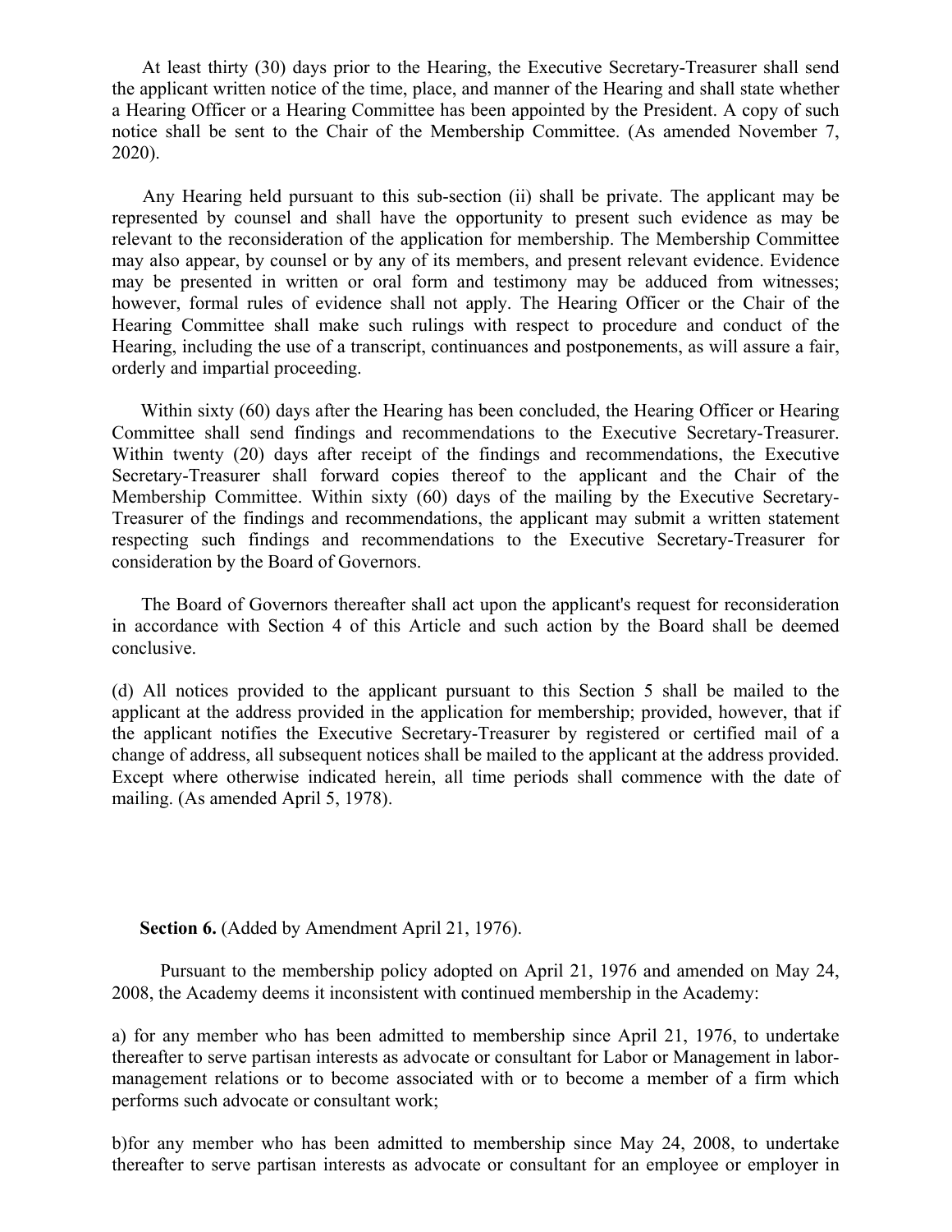At least thirty (30) days prior to the Hearing, the Executive Secretary-Treasurer shall send the applicant written notice of the time, place, and manner of the Hearing and shall state whether a Hearing Officer or a Hearing Committee has been appointed by the President. A copy of such notice shall be sent to the Chair of the Membership Committee. (As amended November 7, 2020).

Any Hearing held pursuant to this sub-section (ii) shall be private. The applicant may be represented by counsel and shall have the opportunity to present such evidence as may be relevant to the reconsideration of the application for membership. The Membership Committee may also appear, by counsel or by any of its members, and present relevant evidence. Evidence may be presented in written or oral form and testimony may be adduced from witnesses; however, formal rules of evidence shall not apply. The Hearing Officer or the Chair of the Hearing Committee shall make such rulings with respect to procedure and conduct of the Hearing, including the use of a transcript, continuances and postponements, as will assure a fair, orderly and impartial proceeding.

Within sixty (60) days after the Hearing has been concluded, the Hearing Officer or Hearing Committee shall send findings and recommendations to the Executive Secretary-Treasurer. Within twenty (20) days after receipt of the findings and recommendations, the Executive Secretary-Treasurer shall forward copies thereof to the applicant and the Chair of the Membership Committee. Within sixty (60) days of the mailing by the Executive Secretary-Treasurer of the findings and recommendations, the applicant may submit a written statement respecting such findings and recommendations to the Executive Secretary-Treasurer for consideration by the Board of Governors.

The Board of Governors thereafter shall act upon the applicant's request for reconsideration in accordance with Section 4 of this Article and such action by the Board shall be deemed conclusive.

(d) All notices provided to the applicant pursuant to this Section 5 shall be mailed to the applicant at the address provided in the application for membership; provided, however, that if the applicant notifies the Executive Secretary-Treasurer by registered or certified mail of a change of address, all subsequent notices shall be mailed to the applicant at the address provided. Except where otherwise indicated herein, all time periods shall commence with the date of mailing. (As amended April 5, 1978).

**Section 6.** (Added by Amendment April 21, 1976).

Pursuant to the membership policy adopted on April 21, 1976 and amended on May 24, 2008, the Academy deems it inconsistent with continued membership in the Academy:

a) for any member who has been admitted to membership since April 21, 1976, to undertake thereafter to serve partisan interests as advocate or consultant for Labor or Management in labor-management relations or to become associated with or to become a member of a firm which performs such advocate or consultant work;

b)for any member who has been admitted to membership since May 24, 2008, to undertake thereafter to serve partisan interests as advocate or consultant for an employee or employer in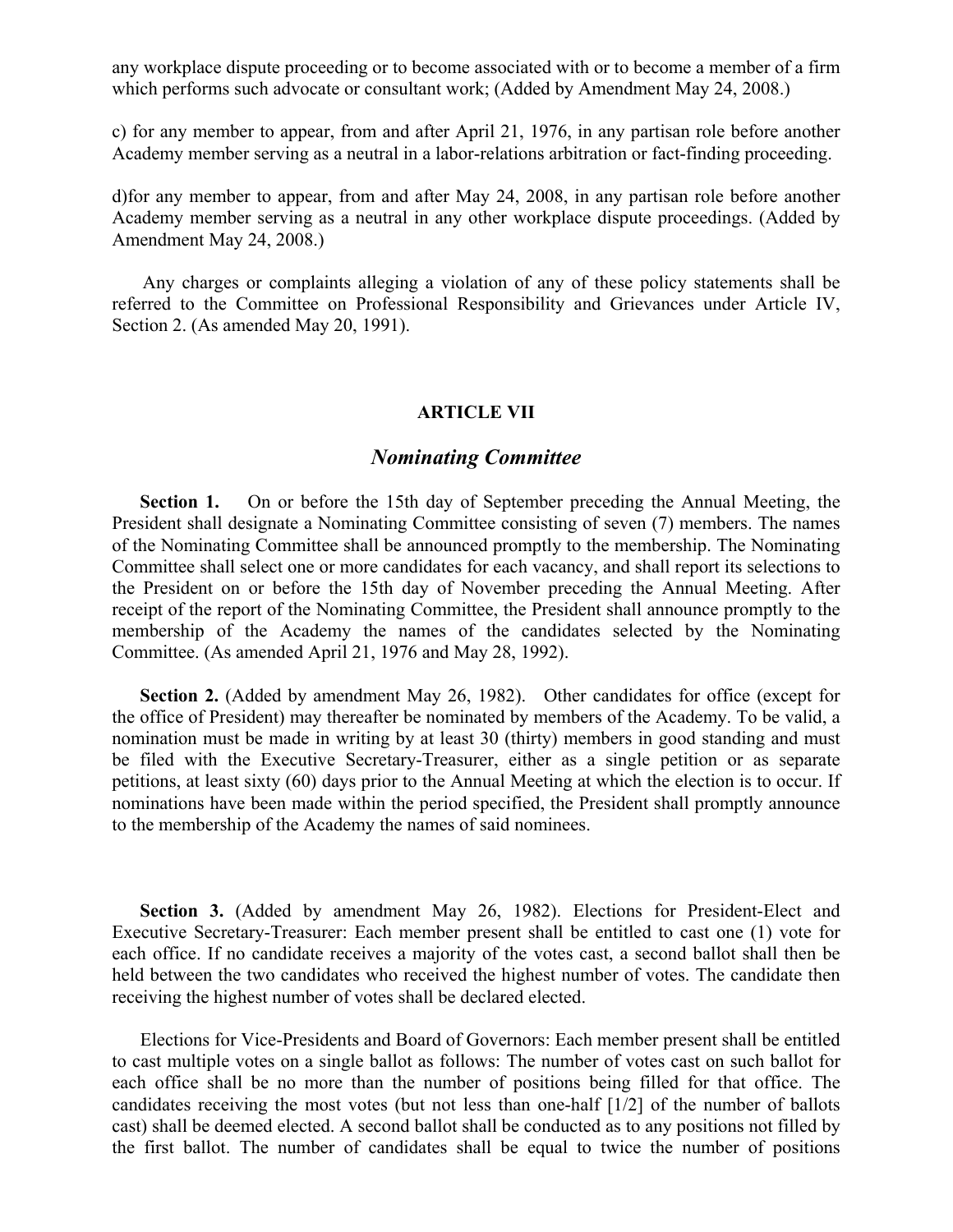any workplace dispute proceeding or to become associated with or to become a member of a firm which performs such advocate or consultant work; (Added by Amendment May 24, 2008.)

c) for any member to appear, from and after April 21, 1976, in any partisan role before another Academy member serving as a neutral in a labor-relations arbitration or fact-finding proceeding.

d)for any member to appear, from and after May 24, 2008, in any partisan role before another Academy member serving as a neutral in any other workplace dispute proceedings. (Added by Amendment May 24, 2008.)

Any charges or complaints alleging a violation of any of these policy statements shall be referred to the Committee on Professional Responsibility and Grievances under Article IV, Section 2. (As amended May 20, 1991).

## ARTICLE VII

### *Nominating Committee*

**Section 1.** On or before the 15th day of September preceding the Annual Meeting, the President shall designate a Nominating Committee consisting of seven (7) members. The names of the Nominating Committee shall be announced promptly to the membership. The Nominating Committee shall select one or more candidates for each vacancy, and shall report its selections to the President on or before the 15th day of November preceding the Annual Meeting. After receipt of the report of the Nominating Committee, the President shall announce promptly to the membership of the Academy the names of the candidates selected by the Nominating Committee. (As amended April 21, 1976 and May 28, 1992).

**Section 2.** (Added by amendment May 26, 1982). Other candidates for office (except for the office of President) may thereafter be nominated by members of the Academy. To be valid, a nomination must be made in writing by at least 30 (thirty) members in good standing and must be filed with the Executive Secretary-Treasurer, either as a single petition or as separate petitions, at least sixty (60) days prior to the Annual Meeting at which the election is to occur. If nominations have been made within the period specified, the President shall promptly announce to the membership of the Academy the names of said nominees.

**Section 3.** (Added by amendment May 26, 1982). Elections for President-Elect and Executive Secretary-Treasurer: Each member present shall be entitled to cast one (1) vote for each office. If no candidate receives a majority of the votes cast, a second ballot shall then be held between the two candidates who received the highest number of votes. The candidate then receiving the highest number of votes shall be declared elected.

Elections for Vice-Presidents and Board of Governors: Each member present shall be entitled to cast multiple votes on a single ballot as follows: The number of votes cast on such ballot for each office shall be no more than the number of positions being filled for that office. The candidates receiving the most votes (but not less than one-half [1/2] of the number of ballots cast) shall be deemed elected. A second ballot shall be conducted as to any positions not filled by the first ballot. The number of candidates shall be equal to twice the number of positions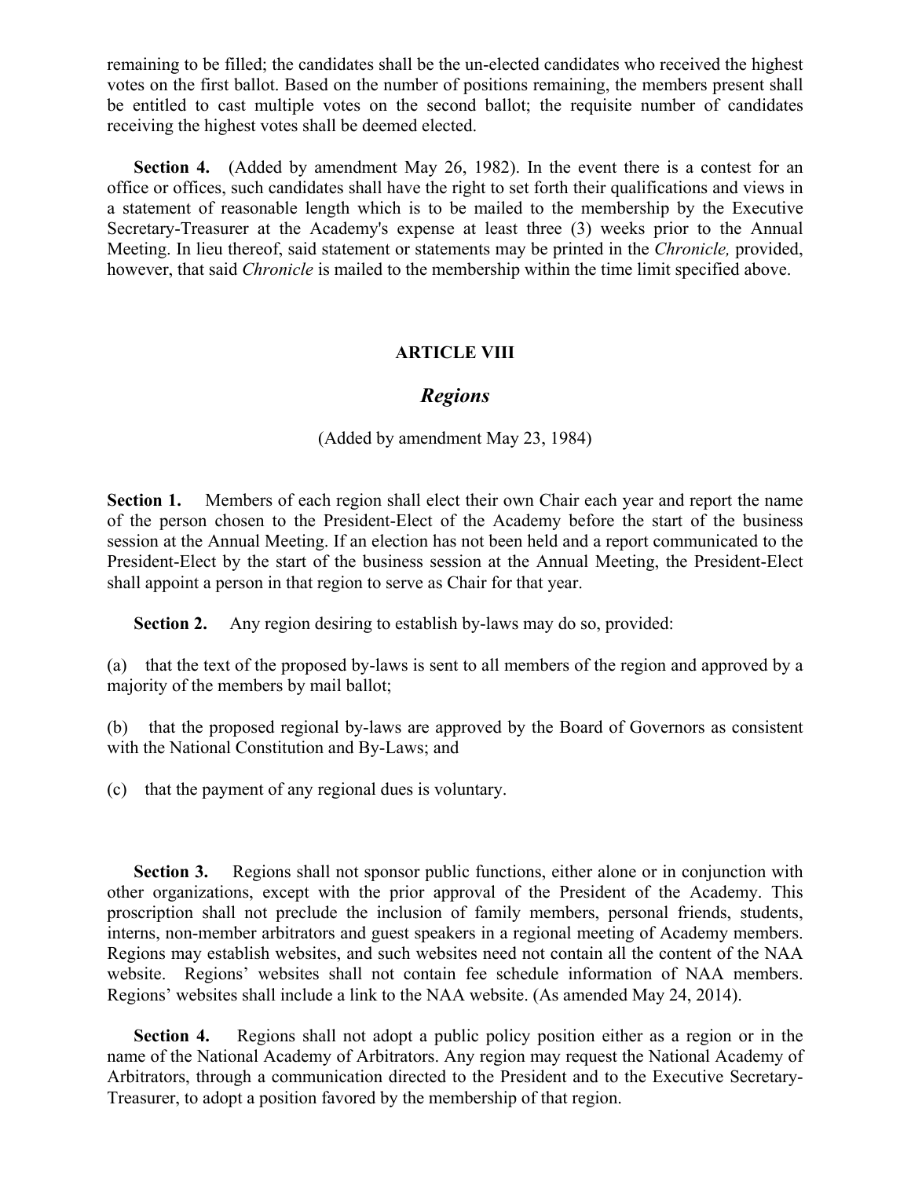remaining to be filled; the candidates shall be the un-elected candidates who received the highest votes on the first ballot. Based on the number of positions remaining, the members present shall be entitled to cast multiple votes on the second ballot; the requisite number of candidates receiving the highest votes shall be deemed elected.

**Section 4.** (Added by amendment May 26, 1982). In the event there is a contest for an office or offices, such candidates shall have the right to set forth their qualifications and views in a statement of reasonable length which is to be mailed to the membership by the Executive Secretary-Treasurer at the Academy's expense at least three (3) weeks prior to the Annual Meeting. In lieu thereof, said statement or statements may be printed in the *Chronicle,* provided, however, that said *Chronicle* is mailed to the membership within the time limit specified above.

## ARTICLE VIII

### *Regions*

(Added by amendment May 23, 1984)

**Section 1.** Members of each region shall elect their own Chair each year and report the name of the person chosen to the President-Elect of the Academy before the start of the business session at the Annual Meeting. If an election has not been held and a report communicated to the President-Elect by the start of the business session at the Annual Meeting, the President-Elect shall appoint a person in that region to serve as Chair for that year.

**Section 2.** Any region desiring to establish by-laws may do so, provided:

(a) that the text of the proposed by-laws is sent to all members of the region and approved by a majority of the members by mail ballot;

(b) that the proposed regional by-laws are approved by the Board of Governors as consistent with the National Constitution and By-Laws; and

(c) that the payment of any regional dues is voluntary.

**Section 3.** Regions shall not sponsor public functions, either alone or in conjunction with other organizations, except with the prior approval of the President of the Academy. This proscription shall not preclude the inclusion of family members, personal friends, students, interns, non-member arbitrators and guest speakers in a regional meeting of Academy members. Regions may establish websites, and such websites need not contain all the content of the NAA website. Regions' websites shall not contain fee schedule information of NAA members. Regions' websites shall include a link to the NAA website. (As amended May 24, 2014).

**Section 4.** Regions shall not adopt a public policy position either as a region or in the name of the National Academy of Arbitrators. Any region may request the National Academy of Arbitrators, through a communication directed to the President and to the Executive Secretary-Treasurer, to adopt a position favored by the membership of that region.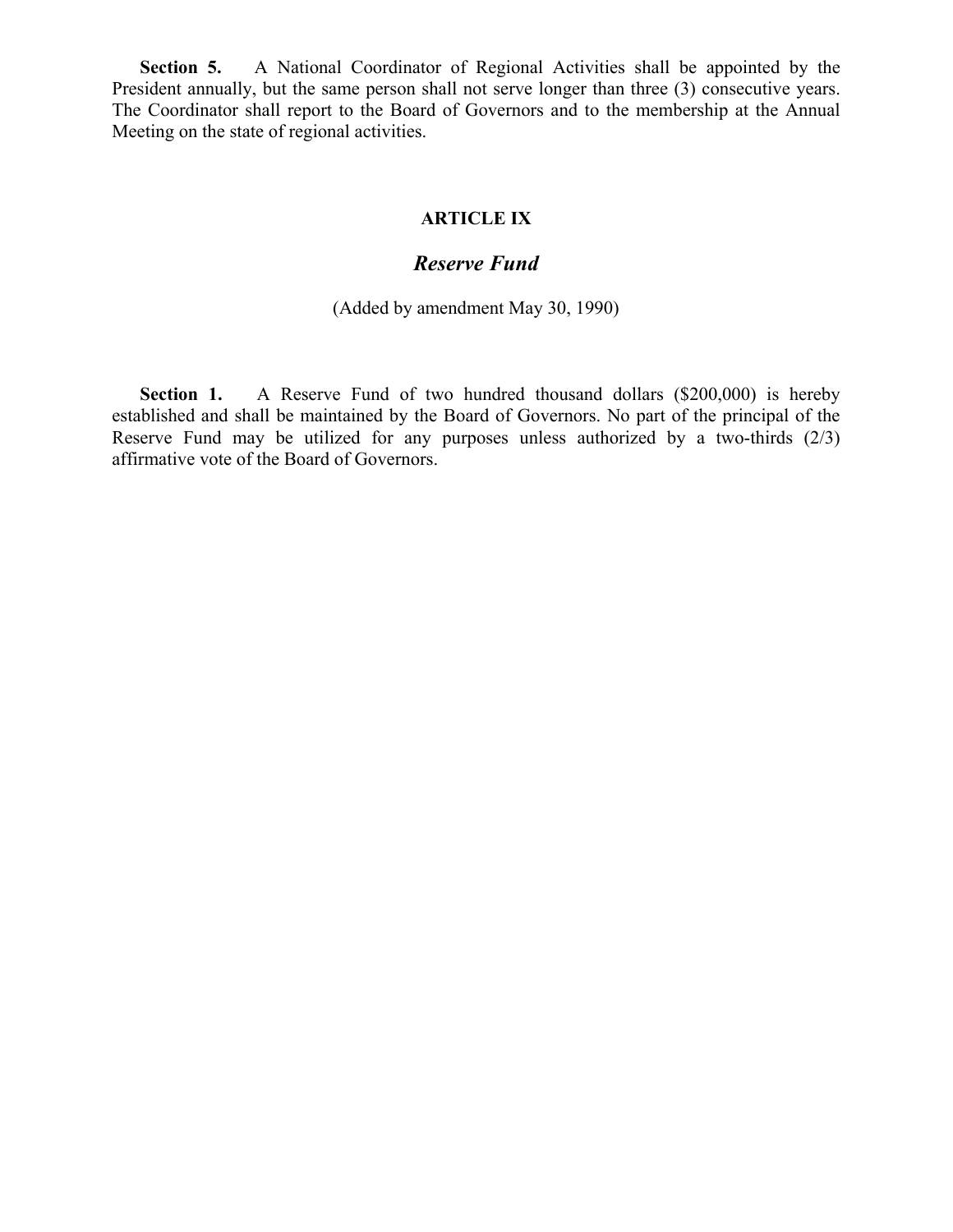**Section 5.** A National Coordinator of Regional Activities shall be appointed by the President annually, but the same person shall not serve longer than three (3) consecutive years. The Coordinator shall report to the Board of Governors and to the membership at the Annual Meeting on the state of regional activities.

## ARTICLE IX

## *Reserve Fund*

(Added by amendment May 30, 1990)

**Section 1.** A Reserve Fund of two hundred thousand dollars ($200,000) is hereby established and shall be maintained by the Board of Governors. No part of the principal of the Reserve Fund may be utilized for any purposes unless authorized by a two-thirds (2/3) affirmative vote of the Board of Governors.